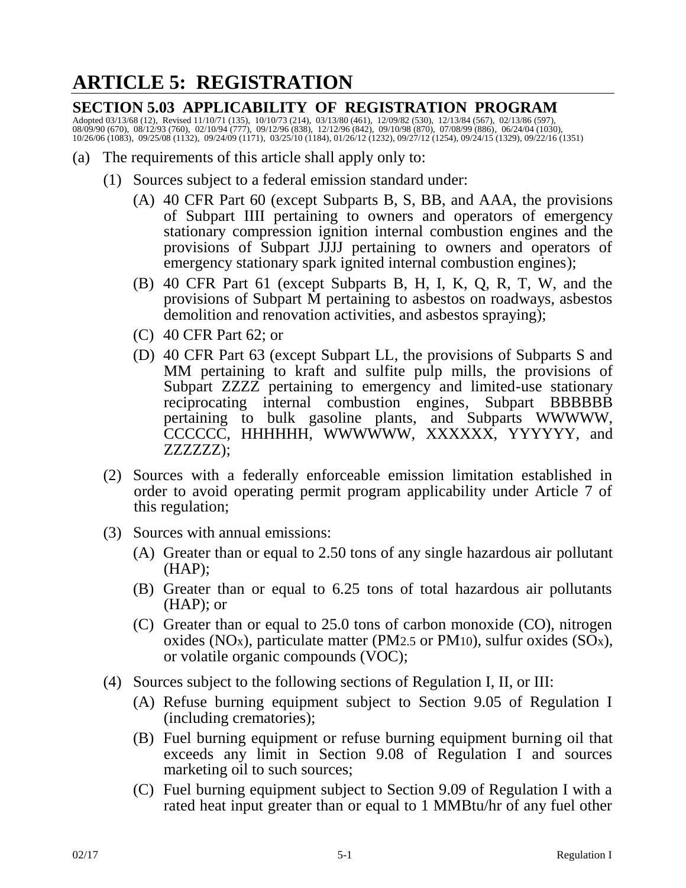# ARTICLE 5: REGISTRATION

## SECTION 5.03 APPLICABILITY OF REGISTRATION PROGRAM

Adopted 03/13/68 (12), Revised 11/10/71 (135), 10/10/73 (214), 03/13/80 (461), 12/09/82 (530), 12/13/84 (567), 02/13/86 (597), 08/09/90 (670), 08/12/93 (760), 02/10/94 (777), 09/12/96 (838), 12/12/96 (842), 09/10/98 (870), 07/08/99 (886), 06/24/04 (1030), 10/26/06 (1083), 09/25/08 (1132), 09/24/09 (1171), 03/25/10 (1184), 01/26/12 (1232), 09/27/12 (1254), 09/24/15 (1329), 09/22/16 (1351)

(a) The requirements of this article shall apply only to:

   (1) Sources subject to a federal emission standard under:

      (A) 40 CFR Part 60 (except Subparts B, S, BB, and AAA, the provisions of Subpart IIII pertaining to owners and operators of emergency stationary compression ignition internal combustion engines and the provisions of Subpart JJJJ pertaining to owners and operators of emergency stationary spark ignited internal combustion engines);

      (B) 40 CFR Part 61 (except Subparts B, H, I, K, Q, R, T, W, and the provisions of Subpart M pertaining to asbestos on roadways, asbestos demolition and renovation activities, and asbestos spraying);

      (C) 40 CFR Part 62; or

      (D) 40 CFR Part 63 (except Subpart LL, the provisions of Subparts S and MM pertaining to kraft and sulfite pulp mills, the provisions of Subpart ZZZZ pertaining to emergency and limited-use stationary reciprocating internal combustion engines, Subpart BBBBBB pertaining to bulk gasoline plants, and Subparts WWWWW, CCCCCC, HHHHHH, WWWWWW, XXXXXX, YYYYYY, and ZZZZZZ);

   (2) Sources with a federally enforceable emission limitation established in order to avoid operating permit program applicability under Article 7 of this regulation;

   (3) Sources with annual emissions:

      (A) Greater than or equal to 2.50 tons of any single hazardous air pollutant (HAP);

      (B) Greater than or equal to 6.25 tons of total hazardous air pollutants (HAP); or

      (C) Greater than or equal to 25.0 tons of carbon monoxide (CO), nitrogen oxides ($NO_x$), particulate matter ($PM_{2.5}$ or $PM_{10}$), sulfur oxides ($SO_x$), or volatile organic compounds (VOC);

   (4) Sources subject to the following sections of Regulation I, II, or III:

      (A) Refuse burning equipment subject to Section 9.05 of Regulation I (including crematories);

      (B) Fuel burning equipment or refuse burning equipment burning oil that exceeds any limit in Section 9.08 of Regulation I and sources marketing oil to such sources;

      (C) Fuel burning equipment subject to Section 9.09 of Regulation I with a rated heat input greater than or equal to 1 MMBtu/hr of any fuel other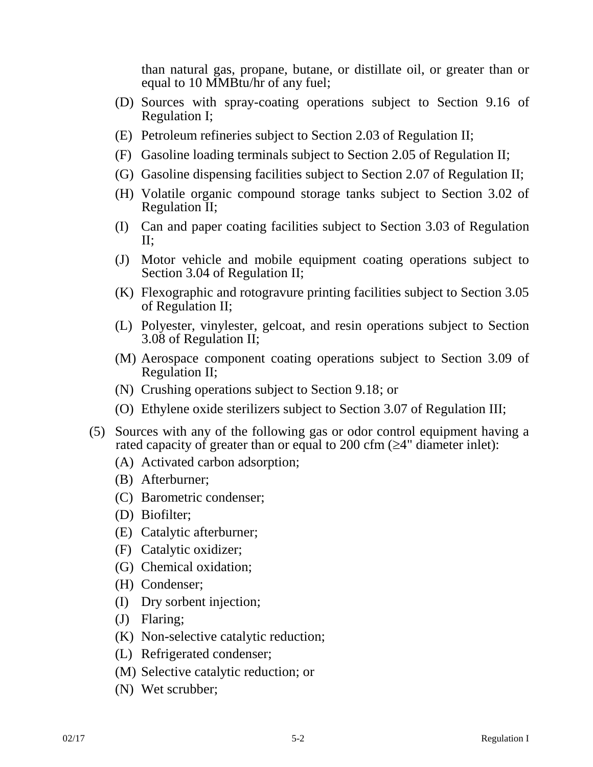than natural gas, propane, butane, or distillate oil, or greater than or equal to 10 MMBtu/hr of any fuel;

(D) Sources with spray-coating operations subject to Section 9.16 of Regulation I;

(E) Petroleum refineries subject to Section 2.03 of Regulation II;

(F) Gasoline loading terminals subject to Section 2.05 of Regulation II;

(G) Gasoline dispensing facilities subject to Section 2.07 of Regulation II;

(H) Volatile organic compound storage tanks subject to Section 3.02 of Regulation II;

(I) Can and paper coating facilities subject to Section 3.03 of Regulation II;

(J) Motor vehicle and mobile equipment coating operations subject to Section 3.04 of Regulation II;

(K) Flexographic and rotogravure printing facilities subject to Section 3.05 of Regulation II;

(L) Polyester, vinylester, gelcoat, and resin operations subject to Section 3.08 of Regulation II;

(M) Aerospace component coating operations subject to Section 3.09 of Regulation II;

(N) Crushing operations subject to Section 9.18; or

(O) Ethylene oxide sterilizers subject to Section 3.07 of Regulation III;

(5) Sources with any of the following gas or odor control equipment having a rated capacity of greater than or equal to 200 cfm (≥4" diameter inlet):

(A) Activated carbon adsorption;

(B) Afterburner;

(C) Barometric condenser;

(D) Biofilter;

(E) Catalytic afterburner;

(F) Catalytic oxidizer;

(G) Chemical oxidation;

(H) Condenser;

(I) Dry sorbent injection;

(J) Flaring;

(K) Non-selective catalytic reduction;

(L) Refrigerated condenser;

(M) Selective catalytic reduction; or

(N) Wet scrubber;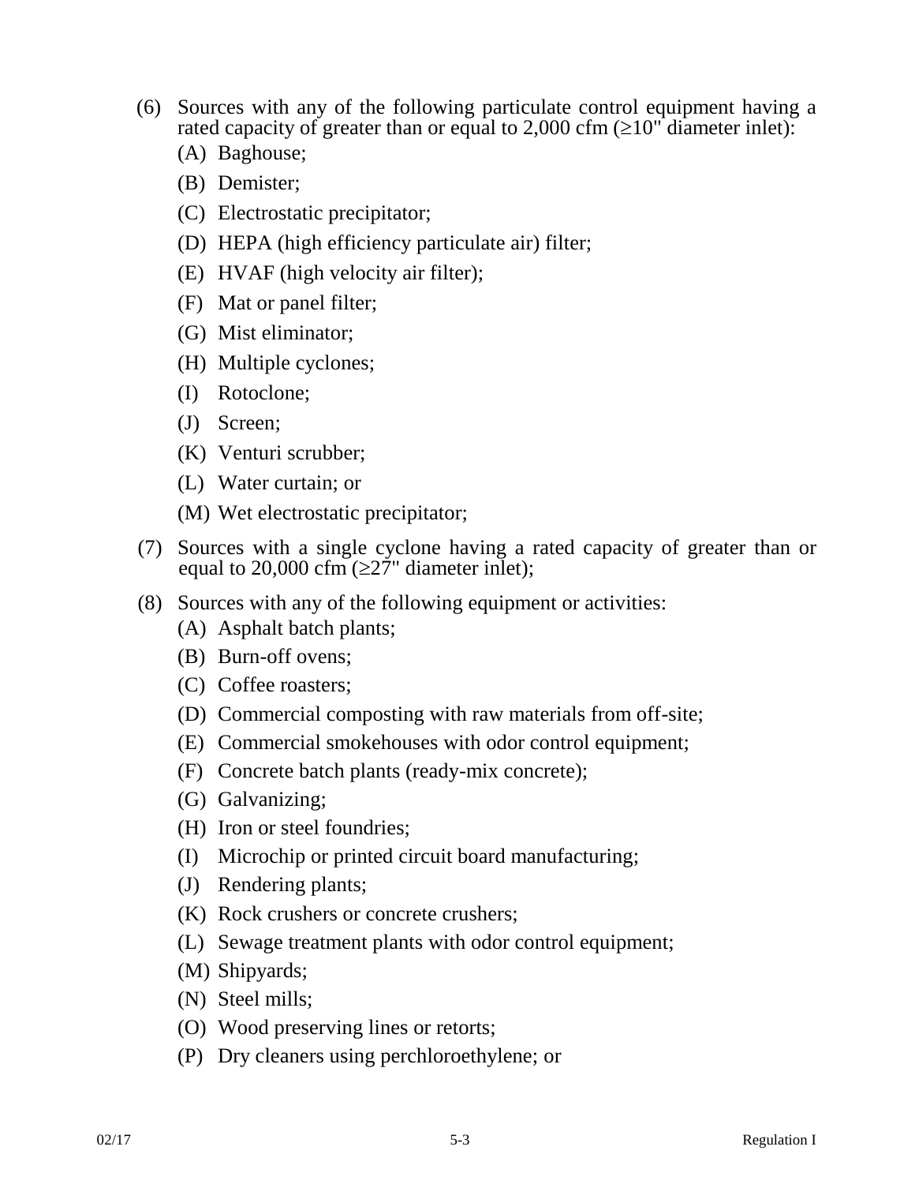(6) Sources with any of the following particulate control equipment having a rated capacity of greater than or equal to 2,000 cfm (≥10" diameter inlet):

   (A) Baghouse;

   (B) Demister;

   (C) Electrostatic precipitator;

   (D) HEPA (high efficiency particulate air) filter;

   (E) HVAF (high velocity air filter);

   (F) Mat or panel filter;

   (G) Mist eliminator;

   (H) Multiple cyclones;

   (I) Rotoclone;

   (J) Screen;

   (K) Venturi scrubber;

   (L) Water curtain; or

   (M) Wet electrostatic precipitator;

(7) Sources with a single cyclone having a rated capacity of greater than or equal to 20,000 cfm (≥27" diameter inlet);

(8) Sources with any of the following equipment or activities:

   (A) Asphalt batch plants;

   (B) Burn-off ovens;

   (C) Coffee roasters;

   (D) Commercial composting with raw materials from off-site;

   (E) Commercial smokehouses with odor control equipment;

   (F) Concrete batch plants (ready-mix concrete);

   (G) Galvanizing;

   (H) Iron or steel foundries;

   (I) Microchip or printed circuit board manufacturing;

   (J) Rendering plants;

   (K) Rock crushers or concrete crushers;

   (L) Sewage treatment plants with odor control equipment;

   (M) Shipyards;

   (N) Steel mills;

   (O) Wood preserving lines or retorts;

   (P) Dry cleaners using perchloroethylene; or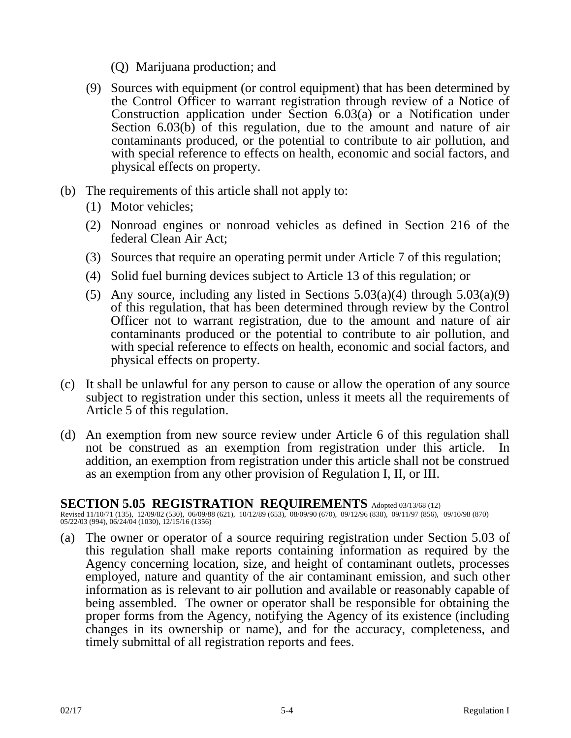(Q) Marijuana production; and

(9) Sources with equipment (or control equipment) that has been determined by the Control Officer to warrant registration through review of a Notice of Construction application under Section 6.03(a) or a Notification under Section 6.03(b) of this regulation, due to the amount and nature of air contaminants produced, or the potential to contribute to air pollution, and with special reference to effects on health, economic and social factors, and physical effects on property.

(b) The requirements of this article shall not apply to:

(1) Motor vehicles;

(2) Nonroad engines or nonroad vehicles as defined in Section 216 of the federal Clean Air Act;

(3) Sources that require an operating permit under Article 7 of this regulation;

(4) Solid fuel burning devices subject to Article 13 of this regulation; or

(5) Any source, including any listed in Sections 5.03(a)(4) through 5.03(a)(9) of this regulation, that has been determined through review by the Control Officer not to warrant registration, due to the amount and nature of air contaminants produced or the potential to contribute to air pollution, and with special reference to effects on health, economic and social factors, and physical effects on property.

(c) It shall be unlawful for any person to cause or allow the operation of any source subject to registration under this section, unless it meets all the requirements of Article 5 of this regulation.

(d) An exemption from new source review under Article 6 of this regulation shall not be construed as an exemption from registration under this article. In addition, an exemption from registration under this article shall not be construed as an exemption from any other provision of Regulation I, II, or III.

## SECTION 5.05 REGISTRATION REQUIREMENTS

Adopted 03/13/68 (12)
Revised 11/10/71 (135), 12/09/82 (530), 06/09/88 (621), 10/12/89 (653), 08/09/90 (670), 09/12/96 (838), 09/11/97 (856), 09/10/98 (870) 05/22/03 (994), 06/24/04 (1030), 12/15/16 (1356)

(a) The owner or operator of a source requiring registration under Section 5.03 of this regulation shall make reports containing information as required by the Agency concerning location, size, and height of contaminant outlets, processes employed, nature and quantity of the air contaminant emission, and such other information as is relevant to air pollution and available or reasonably capable of being assembled. The owner or operator shall be responsible for obtaining the proper forms from the Agency, notifying the Agency of its existence (including changes in its ownership or name), and for the accuracy, completeness, and timely submittal of all registration reports and fees.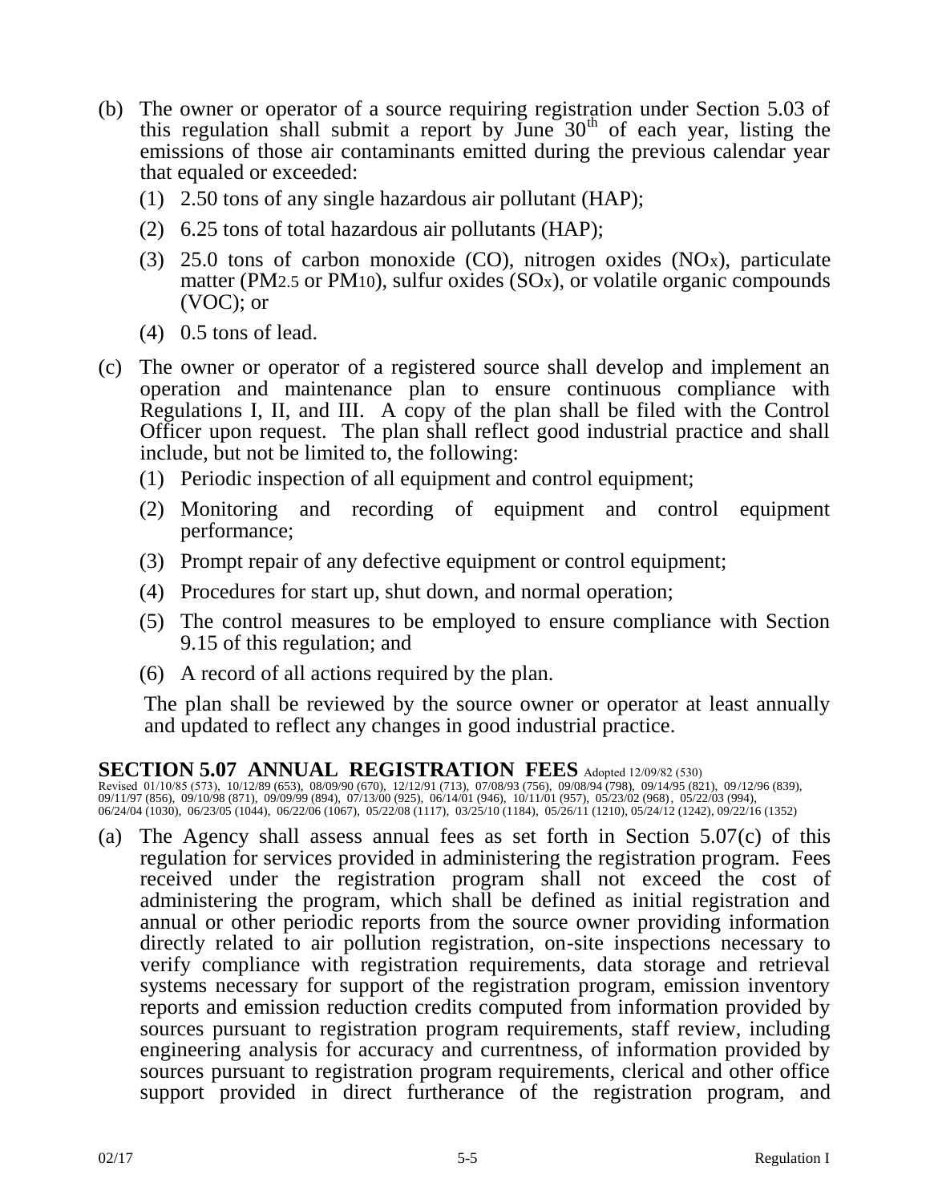(b) The owner or operator of a source requiring registration under Section 5.03 of this regulation shall submit a report by June 30th of each year, listing the emissions of those air contaminants emitted during the previous calendar year that equaled or exceeded:

   (1) 2.50 tons of any single hazardous air pollutant (HAP);

   (2) 6.25 tons of total hazardous air pollutants (HAP);

   (3) 25.0 tons of carbon monoxide (CO), nitrogen oxides ($NO_X$), particulate matter ($PM_{2.5}$ or $PM_{10}$), sulfur oxides ($SO_X$), or volatile organic compounds (VOC); or

   (4) 0.5 tons of lead.

(c) The owner or operator of a registered source shall develop and implement an operation and maintenance plan to ensure continuous compliance with Regulations I, II, and III. A copy of the plan shall be filed with the Control Officer upon request. The plan shall reflect good industrial practice and shall include, but not be limited to, the following:

   (1) Periodic inspection of all equipment and control equipment;

   (2) Monitoring and recording of equipment and control equipment performance;

   (3) Prompt repair of any defective equipment or control equipment;

   (4) Procedures for start up, shut down, and normal operation;

   (5) The control measures to be employed to ensure compliance with Section 9.15 of this regulation; and

   (6) A record of all actions required by the plan.

   The plan shall be reviewed by the source owner or operator at least annually and updated to reflect any changes in good industrial practice.

## SECTION 5.07 ANNUAL REGISTRATION FEES

Adopted 12/09/82 (530)

Revised 01/10/85 (573), 10/12/89 (653), 08/09/90 (670), 12/12/91 (713), 07/08/93 (756), 09/08/94 (798), 09/14/95 (821), 09/12/96 (839), 09/11/97 (856), 09/10/98 (871), 09/09/99 (894), 07/13/00 (925), 06/14/01 (946), 10/11/01 (957), 05/23/02 (968), 05/22/03 (994), 06/24/04 (1030), 06/23/05 (1044), 06/22/06 (1067), 05/22/08 (1117), 03/25/10 (1184), 05/26/11 (1210), 05/24/12 (1242), 09/22/16 (1352)

(a) The Agency shall assess annual fees as set forth in Section 5.07(c) of this regulation for services provided in administering the registration program. Fees received under the registration program shall not exceed the cost of administering the program, which shall be defined as initial registration and annual or other periodic reports from the source owner providing information directly related to air pollution registration, on-site inspections necessary to verify compliance with registration requirements, data storage and retrieval systems necessary for support of the registration program, emission inventory reports and emission reduction credits computed from information provided by sources pursuant to registration program requirements, staff review, including engineering analysis for accuracy and currentness, of information provided by sources pursuant to registration program requirements, clerical and other office support provided in direct furtherance of the registration program, and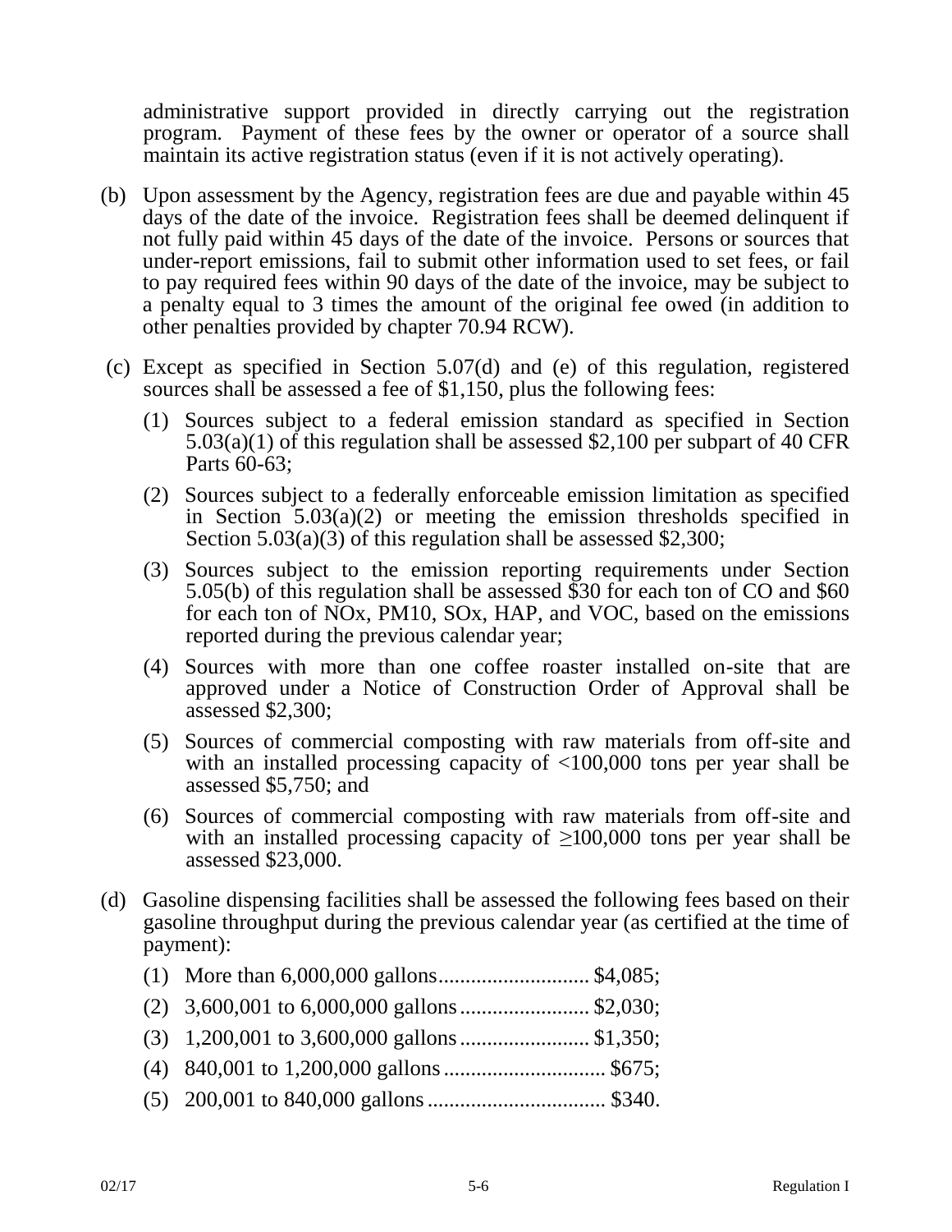administrative support provided in directly carrying out the registration program. Payment of these fees by the owner or operator of a source shall maintain its active registration status (even if it is not actively operating).

(b) Upon assessment by the Agency, registration fees are due and payable within 45 days of the date of the invoice. Registration fees shall be deemed delinquent if not fully paid within 45 days of the date of the invoice. Persons or sources that under-report emissions, fail to submit other information used to set fees, or fail to pay required fees within 90 days of the date of the invoice, may be subject to a penalty equal to 3 times the amount of the original fee owed (in addition to other penalties provided by chapter 70.94 RCW).

(c) Except as specified in Section 5.07(d) and (e) of this regulation, registered sources shall be assessed a fee of $1,150, plus the following fees:

  (1) Sources subject to a federal emission standard as specified in Section 5.03(a)(1) of this regulation shall be assessed $2,100 per subpart of 40 CFR Parts 60-63;

  (2) Sources subject to a federally enforceable emission limitation as specified in Section 5.03(a)(2) or meeting the emission thresholds specified in Section 5.03(a)(3) of this regulation shall be assessed $2,300;

  (3) Sources subject to the emission reporting requirements under Section 5.05(b) of this regulation shall be assessed $30 for each ton of CO and $60 for each ton of NOx, PM10, SOx, HAP, and VOC, based on the emissions reported during the previous calendar year;

  (4) Sources with more than one coffee roaster installed on-site that are approved under a Notice of Construction Order of Approval shall be assessed $2,300;

  (5) Sources of commercial composting with raw materials from off-site and with an installed processing capacity of <100,000 tons per year shall be assessed $5,750; and

  (6) Sources of commercial composting with raw materials from off-site and with an installed processing capacity of ≥100,000 tons per year shall be assessed $23,000.

(d) Gasoline dispensing facilities shall be assessed the following fees based on their gasoline throughput during the previous calendar year (as certified at the time of payment):

  (1) More than 6,000,000 gallons............................ $4,085;

  (2) 3,600,001 to 6,000,000 gallons........................ $2,030;

  (3) 1,200,001 to 3,600,000 gallons........................ $1,350;

  (4) 840,001 to 1,200,000 gallons.............................. $675;

  (5) 200,001 to 840,000 gallons................................. $340.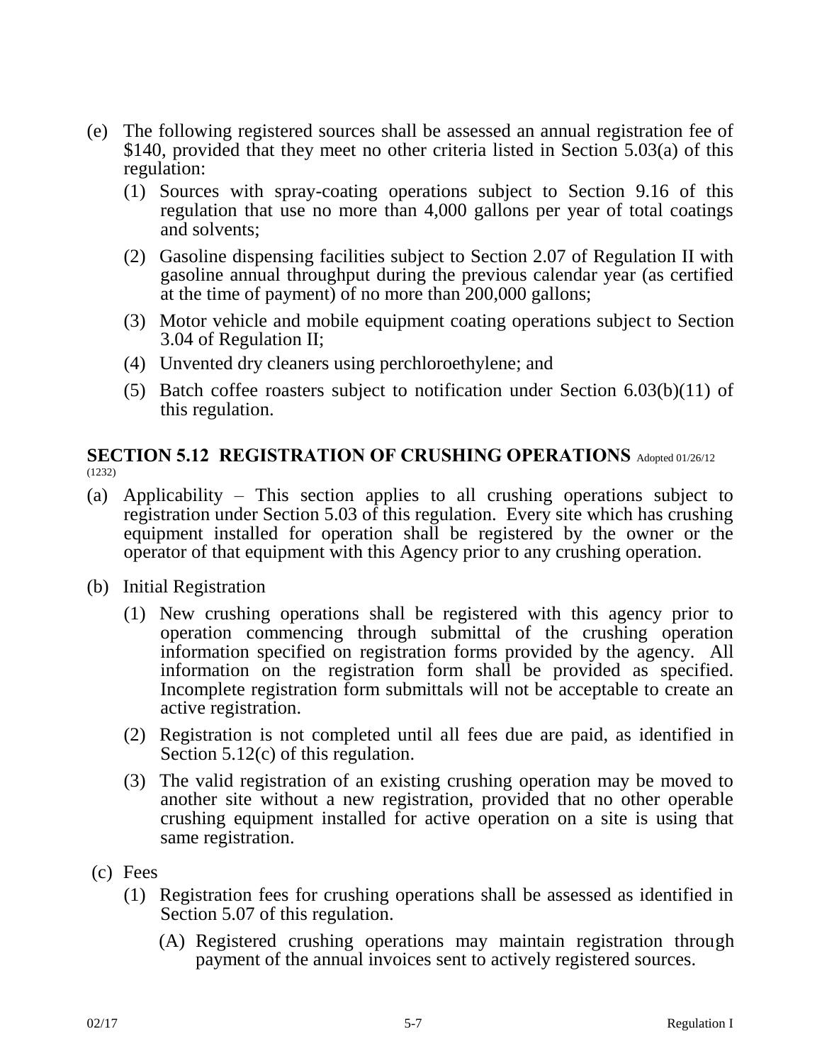(e) The following registered sources shall be assessed an annual registration fee of $140, provided that they meet no other criteria listed in Section 5.03(a) of this regulation:

  (1) Sources with spray-coating operations subject to Section 9.16 of this regulation that use no more than 4,000 gallons per year of total coatings and solvents;

  (2) Gasoline dispensing facilities subject to Section 2.07 of Regulation II with gasoline annual throughput during the previous calendar year (as certified at the time of payment) of no more than 200,000 gallons;

  (3) Motor vehicle and mobile equipment coating operations subject to Section 3.04 of Regulation II;

  (4) Unvented dry cleaners using perchloroethylene; and

  (5) Batch coffee roasters subject to notification under Section 6.03(b)(11) of this regulation.

## SECTION 5.12 REGISTRATION OF CRUSHING OPERATIONS Adopted 01/26/12 (1232)

(a) Applicability – This section applies to all crushing operations subject to registration under Section 5.03 of this regulation. Every site which has crushing equipment installed for operation shall be registered by the owner or the operator of that equipment with this Agency prior to any crushing operation.

(b) Initial Registration

  (1) New crushing operations shall be registered with this agency prior to operation commencing through submittal of the crushing operation information specified on registration forms provided by the agency. All information on the registration form shall be provided as specified. Incomplete registration form submittals will not be acceptable to create an active registration.

  (2) Registration is not completed until all fees due are paid, as identified in Section 5.12(c) of this regulation.

  (3) The valid registration of an existing crushing operation may be moved to another site without a new registration, provided that no other operable crushing equipment installed for active operation on a site is using that same registration.

(c) Fees

  (1) Registration fees for crushing operations shall be assessed as identified in Section 5.07 of this regulation.

    (A) Registered crushing operations may maintain registration through payment of the annual invoices sent to actively registered sources.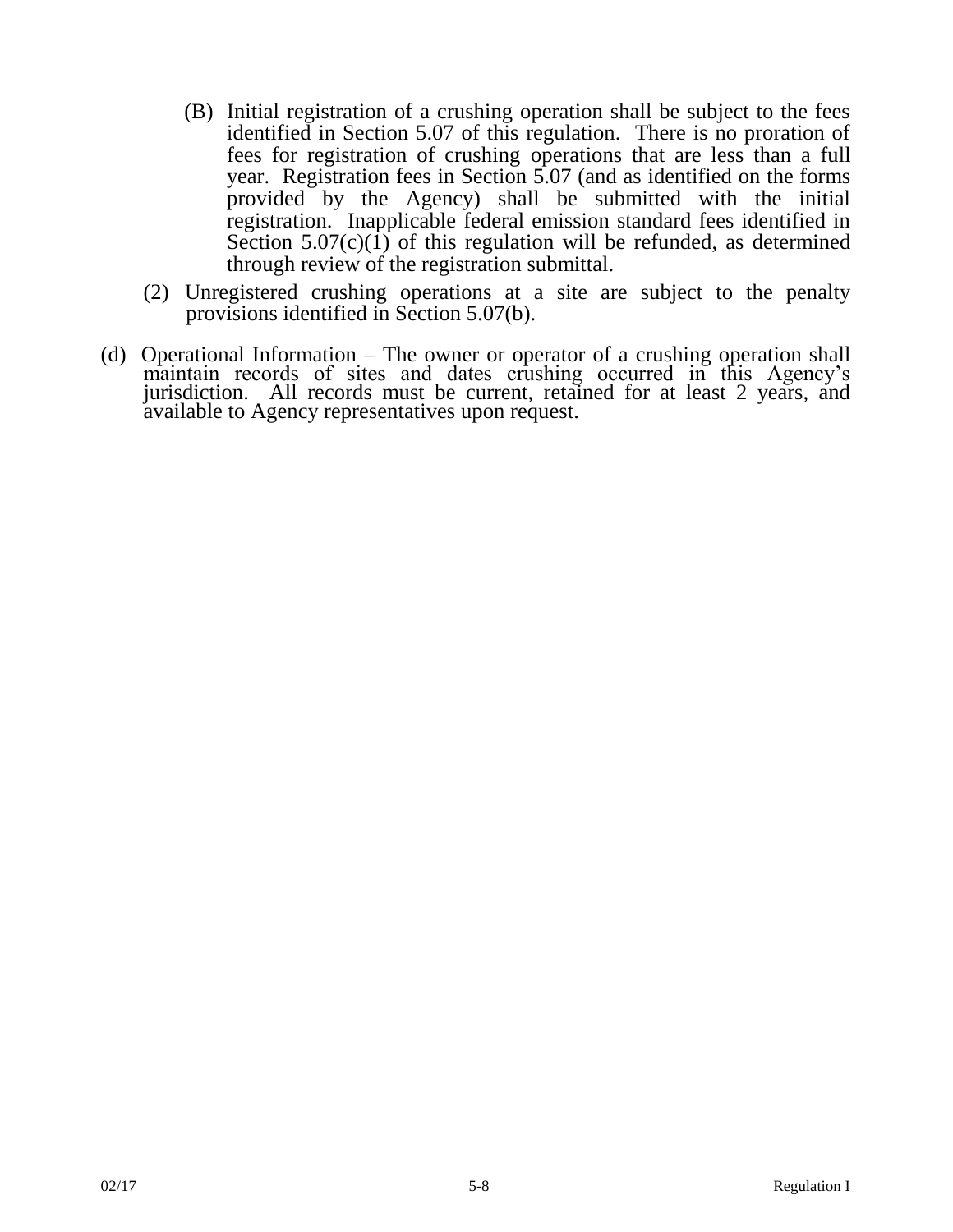(B) Initial registration of a crushing operation shall be subject to the fees identified in Section 5.07 of this regulation. There is no proration of fees for registration of crushing operations that are less than a full year. Registration fees in Section 5.07 (and as identified on the forms provided by the Agency) shall be submitted with the initial registration. Inapplicable federal emission standard fees identified in Section 5.07(c)(1) of this regulation will be refunded, as determined through review of the registration submittal.

(2) Unregistered crushing operations at a site are subject to the penalty provisions identified in Section 5.07(b).

(d) Operational Information – The owner or operator of a crushing operation shall maintain records of sites and dates crushing occurred in this Agency's jurisdiction. All records must be current, retained for at least 2 years, and available to Agency representatives upon request.